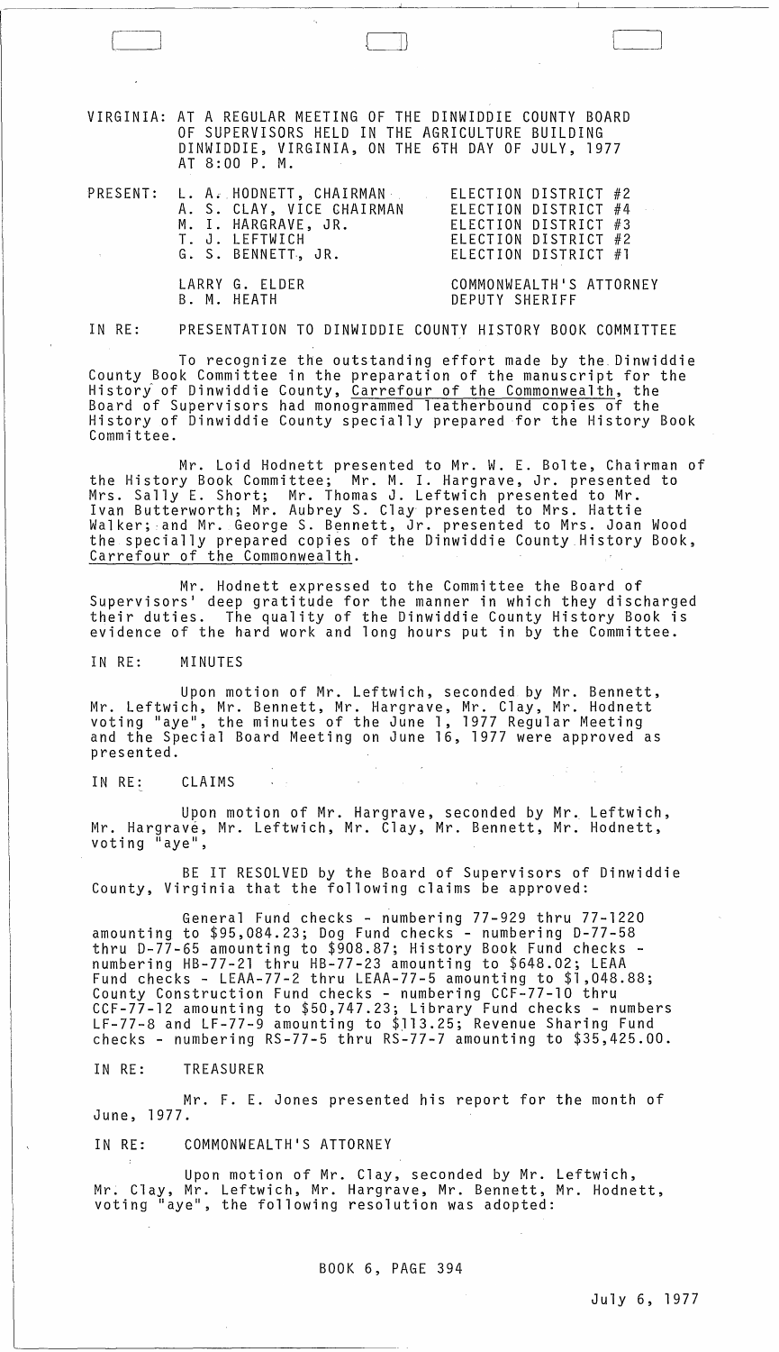VIRGINIA: AT A REGULAR MEETING OF THE DINWIDDIE COUNTY BOARD OF SUPERVISORS HELD IN THE AGRICULTURE BUILDING DINWIDDIE, VIRGINIA, ON THE 6TH DAY OF JULY, 1977 AT 8:00 P. M.

| PRESENT: | | |
|---|---|---|
| | L. A. HODNETT, CHAIRMAN | ELECTION DISTRICT #2 |
| | A. S. CLAY, VICE CHAIRMAN | ELECTION DISTRICT #4 |
| | M. I. HARGRAVE, JR. | ELECTION DISTRICT #3 |
| | T. J. LEFTWICH | ELECTION DISTRICT #2 |
| | G. S. BENNETT, JR. | ELECTION DISTRICT #1 |
| | LARRY G. ELDER | COMMONWEALTH'S ATTORNEY |
| | B. M. HEATH | DEPUTY SHERIFF |

IN RE: PRESENTATION TO DINWIDDIE COUNTY HISTORY BOOK COMMITTEE

To recognize the outstanding effort made by the Dinwiddie County Book Committee in the preparation of the manuscript for the History of Dinwiddie County, Carrefour of the Commonwealth, the Board of Supervisors had monogrammed leatherbound copies of the History of Dinwiddie County specially prepared for the History Book Committee.

Mr. Loid Hodnett presented to Mr. W. E. Bolte, Chairman of the History Book Committee; Mr. M. I. Hargrave, Jr. presented to Mrs. Sally E. Short; Mr. Thomas J. Leftwich presented to Mr. Ivan Butterworth; Mr. Aubrey S. Clay presented to Mrs. Hattie Walker; and Mr. George S. Bennett, Jr. presented to Mrs. Joan Wood the specially prepared copies of the Dinwiddie County History Book, Carrefour of the Commonwealth.

Mr. Hodnett expressed to the Committee the Board of Supervisors' deep gratitude for the manner in which they discharged their duties. The quality of the Dinwiddie County History Book is evidence of the hard work and long hours put in by the Committee.

IN RE: MINUTES

Upon motion of Mr. Leftwich, seconded by Mr. Bennett, Mr. Leftwich, Mr. Bennett, Mr. Hargrave, Mr. Clay, Mr. Hodnett voting "aye", the minutes of the June 1, 1977 Regular Meeting and the Special Board Meeting on June 16, 1977 were approved as presented.

IN RE: CLAIMS

Upon motion of Mr. Hargrave, seconded by Mr. Leftwich, Mr. Hargrave, Mr. Leftwich, Mr. Clay, Mr. Bennett, Mr. Hodnett, voting "aye",

BE IT RESOLVED by the Board of Supervisors of Dinwiddie County, Virginia that the following claims be approved:

General Fund checks - numbering 77-929 thru 77-1220 amounting to $95,084.23; Dog Fund checks - numbering D-77-58 thru D-77-65 amounting to $908.87; History Book Fund checks - numbering HB-77-21 thru HB-77-23 amounting to $648.02; LEAA Fund checks - LEAA-77-2 thru LEAA-77-5 amounting to $1,048.88; County Construction Fund checks - numbering CCF-77-10 thru CCF-77-12 amounting to $50,747.23; Library Fund checks - numbers LF-77-8 and LF-77-9 amounting to $113.25; Revenue Sharing Fund checks - numbering RS-77-5 thru RS-77-7 amounting to $35,425.00.

IN RE: TREASURER

Mr. F. E. Jones presented his report for the month of June, 1977.

IN RE: COMMONWEALTH'S ATTORNEY

Upon motion of Mr. Clay, seconded by Mr. Leftwich, Mr. Clay, Mr. Leftwich, Mr. Hargrave, Mr. Bennett, Mr. Hodnett, voting "aye", the following resolution was adopted:

BOOK 6, PAGE 394

July 6, 1977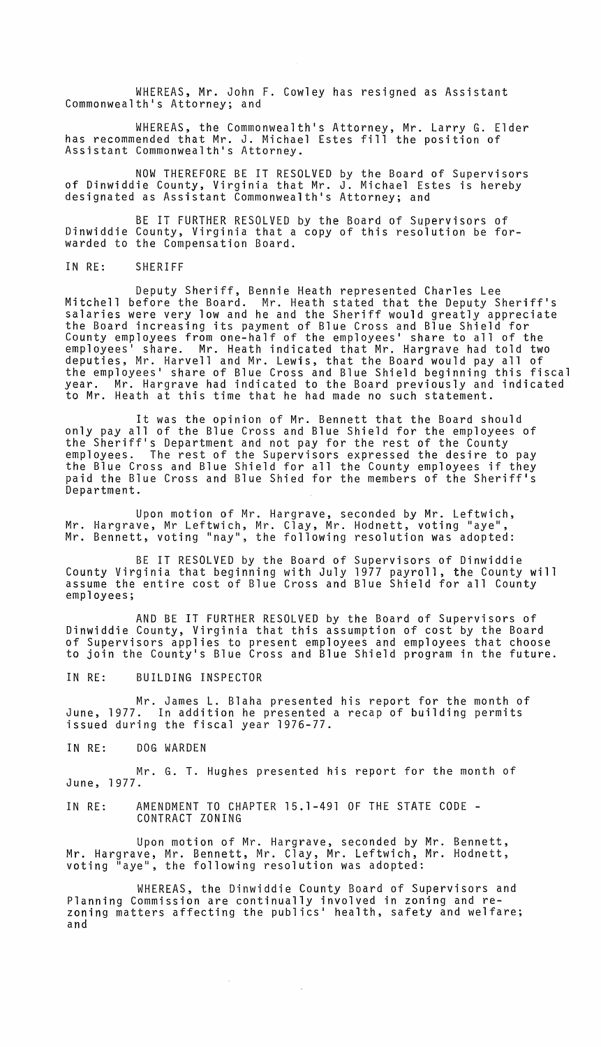WHEREAS, Mr. John F. Cowley has resigned as Assistant Commonwealth's Attorney; and

WHEREAS, the Commonwealth's Attorney, Mr. Larry G. Elder has recommended that Mr. J. Michael Estes fill the position of Assistant Commonwealth's Attorney.

NOW THEREFORE BE IT RESOLVED by the Board of Supervisors of Dinwiddie County, Virginia that Mr. J. Michael Estes is hereby designated as Assistant Commonwealth's Attorney; and

BE IT FURTHER RESOLVED by the Board of Supervisors of Dinwiddie County, Virginia that a copy of this resolution be forwarded to the Compensation Board.

IN RE: SHERIFF

Deputy Sheriff, Bennie Heath represented Charles Lee Mitchell before the Board. Mr. Heath stated that the Deputy Sheriff's salaries were very low and he and the Sheriff would greatly appreciate the Board increasing its payment of Blue Cross and Blue Shield for County employees from one-half of the employees' share to all of the employees' share. Mr. Heath indicated that Mr. Hargrave had told two deputies, Mr. Harvell and Mr. Lewis, that the Board would pay all of the employees' share of Blue Cross and Blue Shield beginning this fiscal year. Mr. Hargrave had indicated to the Board previously and indicated to Mr. Heath at this time that he had made no such statement.

It was the opinion of Mr. Bennett that the Board should only pay all of the Blue Cross and Blue Shield for the employees of the Sheriff's Department and not pay for the rest of the County employees. The rest of the Supervisors expressed the desire to pay the Blue Cross and Blue Shield for all the County employees if they paid the Blue Cross and Blue Shied for the members of the Sheriff's Department.

Upon motion of Mr. Hargrave, seconded by Mr. Leftwich, Mr. Hargrave, Mr Leftwich, Mr. Clay, Mr. Hodnett, voting "aye", Mr. Bennett, voting "nay", the following resolution was adopted:

BE IT RESOLVED by the Board of Supervisors of Dinwiddie County Virginia that beginning with July 1977 payroll, the County will assume the entire cost of Blue Cross and Blue Shield for all County employees;

AND BE IT FURTHER RESOLVED by the Board of Supervisors of Dinwiddie County, Virginia that this assumption of cost by the Board of Supervisors applies to present employees and employees that choose to join the County's Blue Cross and Blue Shield program in the future.

IN RE: BUILDING INSPECTOR

Mr. James L. Blaha presented his report for the month of June, 1977. In addition he presented a recap of building permits issued during the fiscal year 1976-77.

IN RE: DOG WARDEN

Mr. G. T. Hughes presented his report for the month of June, 1977.

IN RE: AMENDMENT TO CHAPTER 15.1-491 OF THE STATE CODE - CONTRACT ZONING

Upon motion of Mr. Hargrave, seconded by Mr. Bennett, Mr. Hargrave, Mr. Bennett, Mr. Clay, Mr. Leftwich, Mr. Hodnett, voting "aye", the following resolution was adopted:

WHEREAS, the Dinwiddie County Board of Supervisors and Planning Commission are continually involved in zoning and rezoning matters affecting the publics' health, safety and welfare; and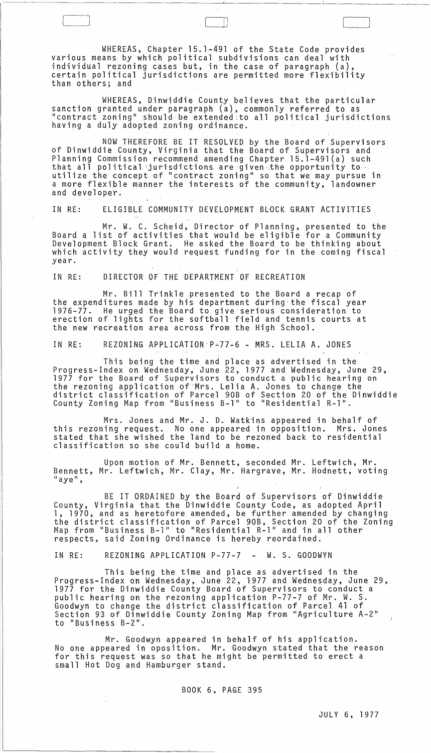WHEREAS, Chapter 15.1-491 of the State Code provides various means by which political subdivisions can deal with individual rezoning cases but, in the case of paragraph (a), certain political jurisdictions are permitted more flexibility than others; and

WHEREAS, Dinwiddie County believes that the particular sanction granted under paragraph (a), commonly referred to as "contract zoning" should be extended to all political jurisdictions having a duly adopted zoning ordinance.

NOW THEREFORE BE IT RESOLVED by the Board of Supervisors of Dinwiddie County, Virginia that the Board of Supervisors and Planning Commission recommend amending Chapter 15.1-491(a) such that all political jurisdictions are given the opportunity to utilize the concept of "contract zoning" so that we may pursue in a more flexible manner the interests of the community, landowner and developer.

IN RE: ELIGIBLE COMMUNITY DEVELOPMENT BLOCK GRANT ACTIVITIES

Mr. W. C. Scheid, Director of Planning, presented to the Board a list of activities that would be eligible for a Community Development Block Grant. He asked the Board to be thinking about which activity they would request funding for in the coming fiscal year.

IN RE: DIRECTOR OF THE DEPARTMENT OF RECREATION

Mr. Bill Trinkle presented to the Board a recap of the expenditures made by his department during the fiscal year 1976-77. He urged the Board to give serious consideration to erection of lights for the softball field and tennis courts at the new recreation area across from the High School.

IN RE: REZONING APPLICATION P-77-6 - MRS. LELIA A. JONES

This being the time and place as advertised in the Progress-Index on Wednesday, June 22, 1977 and Wednesday, June 29, 1977 for the Board of Supervisors to conduct a public hearing on the rezoning application of Mrs. Lelia A. Jones to change the district classification of Parcel 90B of Section 20 of the Dinwiddie County Zoning Map from "Business B-1" to "Residential R-1".

Mrs. Jones and Mr. J. D. Watkins appeared in behalf of this rezoning request. No one appeared in opposition. Mrs. Jones stated that she wished the land to be rezoned back to residential classification so she could build a home.

Upon motion of Mr. Bennett, seconded Mr. Leftwich, Mr. Bennett, Mr. Leftwich, Mr. Clay, Mr. Hargrave, Mr. Hodnett, voting "aye",

BE IT ORDAINED by the Board of Supervisors of Dinwiddie County, Virginia that the Dinwiddie County Code, as adopted April 1, 1970, and as heretofore amended, be further amended by changing the district classification of Parcel 90B, Section 20 of the Zoning Map from "Business B-1" to "Residential R-1" and in all other respects, said Zoning Ordinance is hereby reordained.

IN RE: REZONING APPLICATION P-77-7 - W. S. GOODWYN

This being the time and place as advertised in the Progress-Index on Wednesday, June 22, 1977 and Wednesday, June 29, 1977 for the Dinwiddie County Board of Supervisors to conduct a public hearing on the rezoning application P-77-7 of Mr. W. S. Goodwyn to change the district classification of Parcel 41 of Section 93 of Dinwiddie County Zoning Map from "Agriculture A-2" to "Business B-2".

Mr. Goodwyn appeared in behalf of his application. No one appeared in oposition. Mr. Goodwyn stated that the reason for this request was so that he might be permitted to erect a small Hot Dog and Hamburger stand.

BOOK 6, PAGE 395

JULY 6, 1977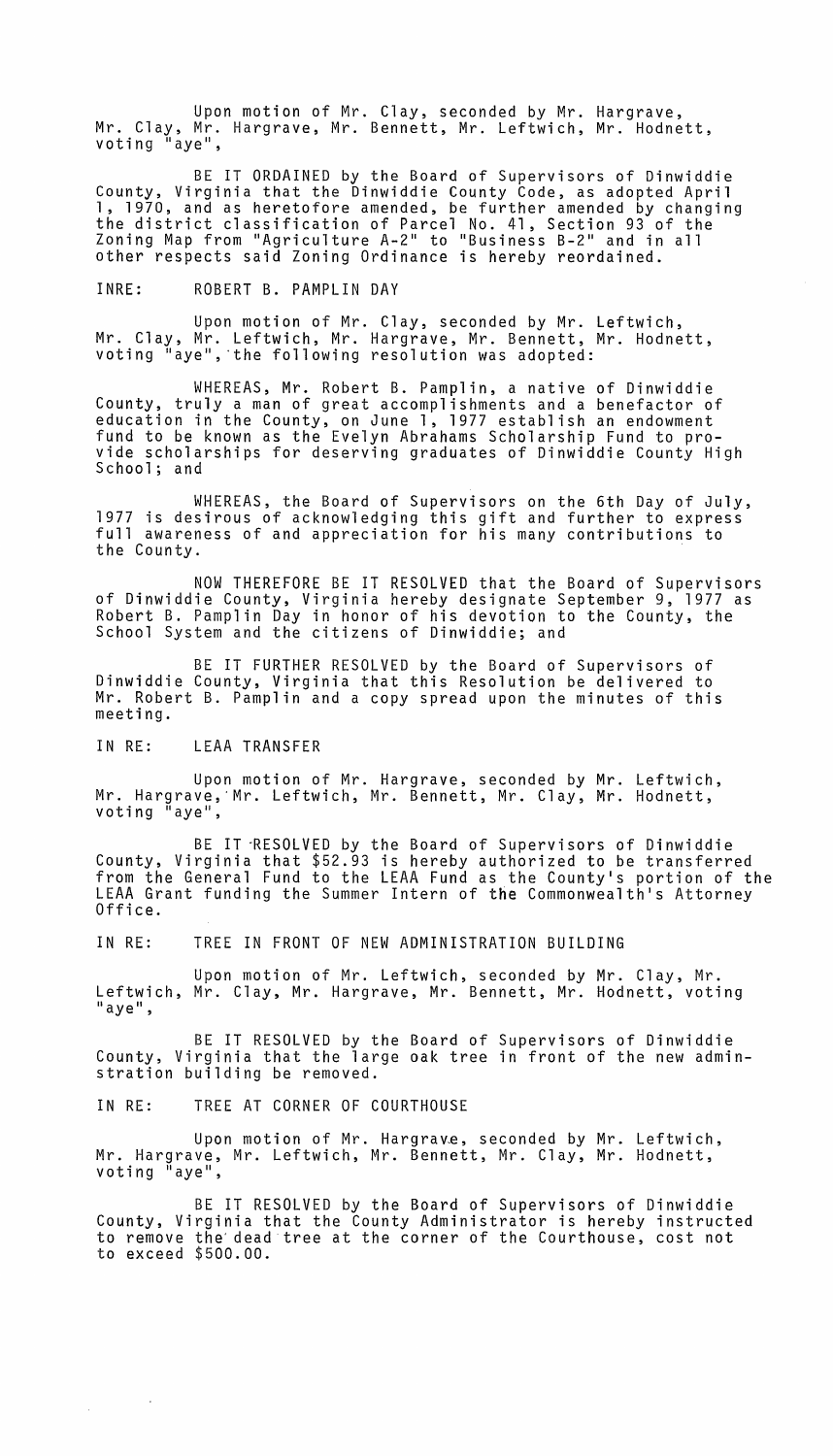Upon motion of Mr. Clay, seconded by Mr. Hargrave, Mr. Clay, Mr. Hargrave, Mr. Bennett, Mr. Leftwich, Mr. Hodnett, voting "aye",

BE IT ORDAINED by the Board of Supervisors of Dinwiddie County, Virginia that the Dinwiddie County Code, as adopted April 1, 1970, and as heretofore amended, be further amended by changing the district classification of Parcel No. 41, Section 93 of the Zoning Map from "Agriculture A-2" to "Business B-2" and in all other respects said Zoning Ordinance is hereby reordained.

INRE: ROBERT B. PAMPLIN DAY

Upon motion of Mr. Clay, seconded by Mr. Leftwich, Mr. Clay, Mr. Leftwich, Mr. Hargrave, Mr. Bennett, Mr. Hodnett, voting "aye", the following resolution was adopted:

WHEREAS, Mr. Robert B. Pamplin, a native of Dinwiddie County, truly a man of great accomplishments and a benefactor of education in the County, on June 1, 1977 establish an endowment fund to be known as the Evelyn Abrahams Scholarship Fund to provide scholarships for deserving graduates of Dinwiddie County High School; and

WHEREAS, the Board of Supervisors on the 6th Day of July, 1977 is desirous of acknowledging this gift and further to express full awareness of and appreciation for his many contributions to the County.

NOW THEREFORE BE IT RESOLVED that the Board of Supervisors of Dinwiddie County, Virginia hereby designate September 9, 1977 as Robert B. Pamplin Day in honor of his devotion to the County, the School System and the citizens of Dinwiddie; and

BE IT FURTHER RESOLVED by the Board of Supervisors of Dinwiddie County, Virginia that this Resolution be delivered to Mr. Robert B. Pamplin and a copy spread upon the minutes of this meeting.

IN RE: LEAA TRANSFER

Upon motion of Mr. Hargrave, seconded by Mr. Leftwich, Mr. Hargrave, Mr. Leftwich, Mr. Bennett, Mr. Clay, Mr. Hodnett, voting "aye",

BE IT RESOLVED by the Board of Supervisors of Dinwiddie County, Virginia that $52.93 is hereby authorized to be transferred from the General Fund to the LEAA Fund as the County's portion of the LEAA Grant funding the Summer Intern of the Commonwealth's Attorney Office.

IN RE: TREE IN FRONT OF NEW ADMINISTRATION BUILDING

Upon motion of Mr. Leftwich, seconded by Mr. Clay, Mr. Leftwich, Mr. Clay, Mr. Hargrave, Mr. Bennett, Mr. Hodnett, voting "aye",

BE IT RESOLVED by the Board of Supervisors of Dinwiddie County, Virginia that the large oak tree in front of the new adminstration building be removed.

IN RE: TREE AT CORNER OF COURTHOUSE

Upon motion of Mr. Hargrave, seconded by Mr. Leftwich, Mr. Hargrave, Mr. Leftwich, Mr. Bennett, Mr. Clay, Mr. Hodnett, voting "aye",

BE IT RESOLVED by the Board of Supervisors of Dinwiddie County, Virginia that the County Administrator is hereby instructed to remove the dead tree at the corner of the Courthouse, cost not to exceed $500.00.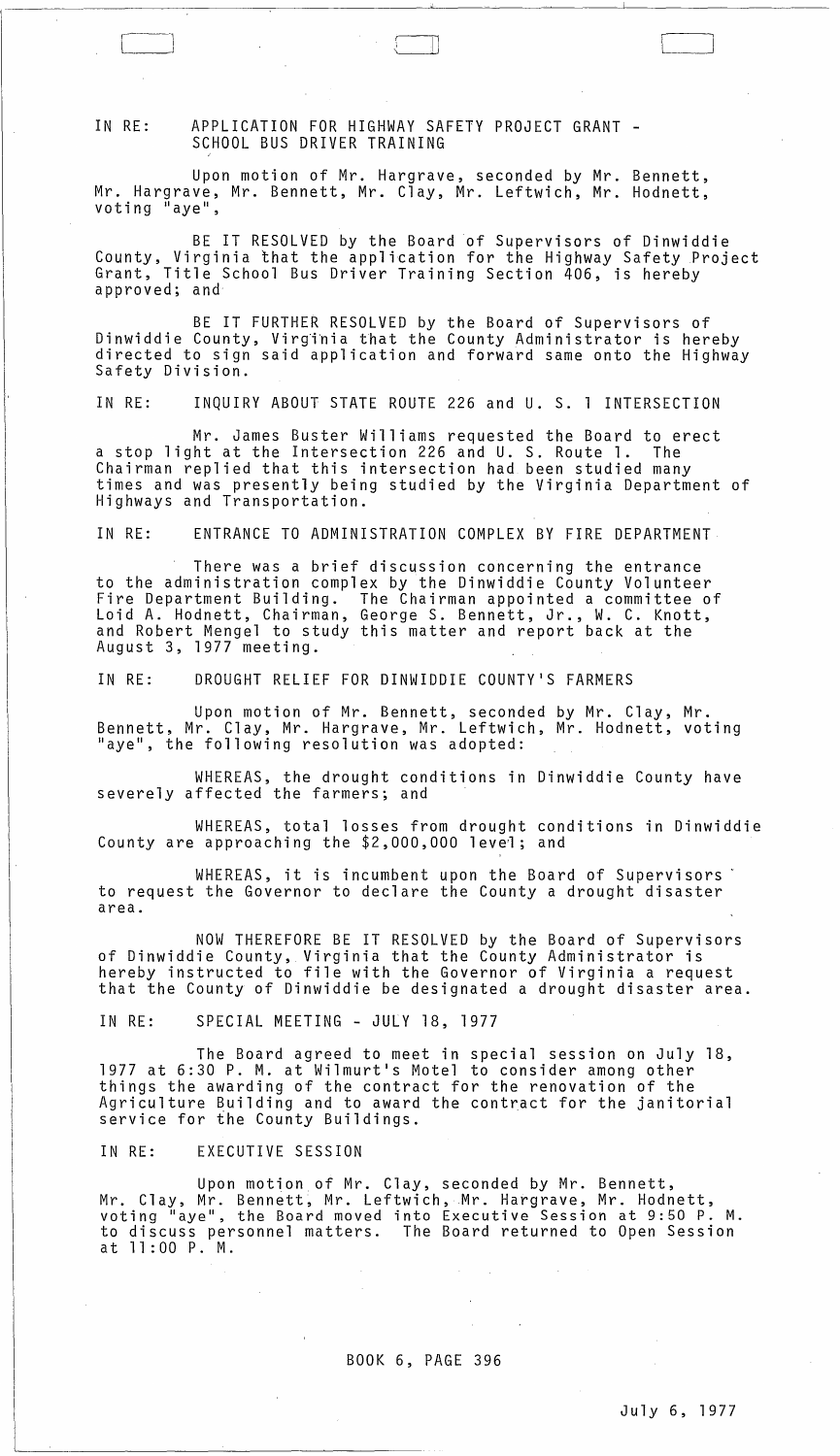IN RE: APPLICATION FOR HIGHWAY SAFETY PROJECT GRANT - SCHOOL BUS DRIVER TRAINING

Upon motion of Mr. Hargrave, seconded by Mr. Bennett, Mr. Hargrave, Mr. Bennett, Mr. Clay, Mr. Leftwich, Mr. Hodnett, voting "aye",

BE IT RESOLVED by the Board of Supervisors of Dinwiddie County, Virginia that the application for the Highway Safety Project Grant, Title School Bus Driver Training Section 406, is hereby approved; and

BE IT FURTHER RESOLVED by the Board of Supervisors of Dinwiddie County, Virginia that the County Administrator is hereby directed to sign said application and forward same onto the Highway Safety Division.

IN RE: INQUIRY ABOUT STATE ROUTE 226 and U. S. 1 INTERSECTION

Mr. James Buster Williams requested the Board to erect a stop light at the Intersection 226 and U. S. Route 1. The Chairman replied that this intersection had been studied many times and was presently being studied by the Virginia Department of Highways and Transportation.

IN RE: ENTRANCE TO ADMINISTRATION COMPLEX BY FIRE DEPARTMENT

There was a brief discussion concerning the entrance to the administration complex by the Dinwiddie County Volunteer Fire Department Building. The Chairman appointed a committee of Loid A. Hodnett, Chairman, George S. Bennett, Jr., W. C. Knott, and Robert Mengel to study this matter and report back at the August 3, 1977 meeting.

IN RE: DROUGHT RELIEF FOR DINWIDDIE COUNTY'S FARMERS

Upon motion of Mr. Bennett, seconded by Mr. Clay, Mr. Bennett, Mr. Clay, Mr. Hargrave, Mr. Leftwich, Mr. Hodnett, voting "aye", the following resolution was adopted:

WHEREAS, the drought conditions in Dinwiddie County have severely affected the farmers; and

WHEREAS, total losses from drought conditions in Dinwiddie County are approaching the $2,000,000 level; and

WHEREAS, it is incumbent upon the Board of Supervisors to request the Governor to declare the County a drought disaster area.

NOW THEREFORE BE IT RESOLVED by the Board of Supervisors of Dinwiddie County, Virginia that the County Administrator is hereby instructed to file with the Governor of Virginia a request that the County of Dinwiddie be designated a drought disaster area.

IN RE: SPECIAL MEETING - JULY 18, 1977

The Board agreed to meet in special session on July 18, 1977 at 6:30 P. M. at Wilmurt's Motel to consider among other things the awarding of the contract for the renovation of the Agriculture Building and to award the contract for the janitorial service for the County Buildings.

IN RE: EXECUTIVE SESSION

Upon motion of Mr. Clay, seconded by Mr. Bennett, Mr. Clay, Mr. Bennett, Mr. Leftwich, Mr. Hargrave, Mr. Hodnett, voting "aye", the Board moved into Executive Session at 9:50 P. M. to discuss personnel matters. The Board returned to Open Session at 11:00 P. M.

BOOK 6, PAGE 396

July 6, 1977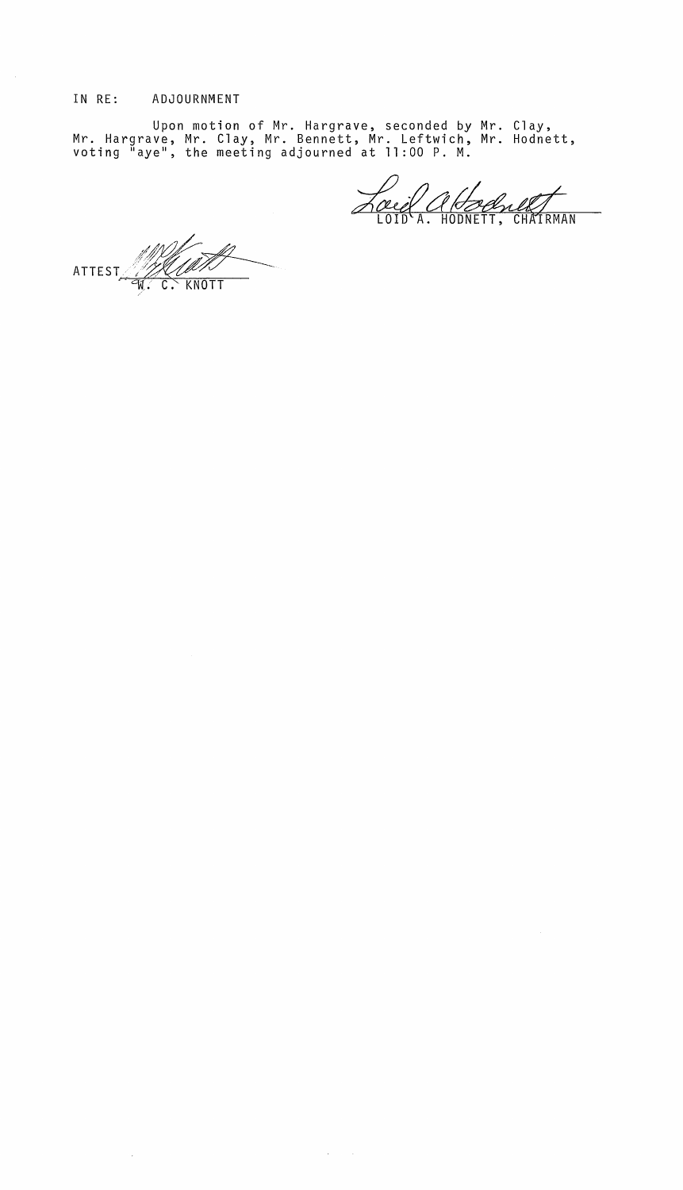IN RE: ADJOURNMENT

Upon motion of Mr. Hargrave, seconded by Mr. Clay, Mr. Hargrave, Mr. Clay, Mr. Bennett, Mr. Leftwich, Mr. Hodnett, voting "aye", the meeting adjourned at 11:00 P. M.

LOID A. HODNETT, CHAIRMAN

ATTEST

W. C. KNOTT